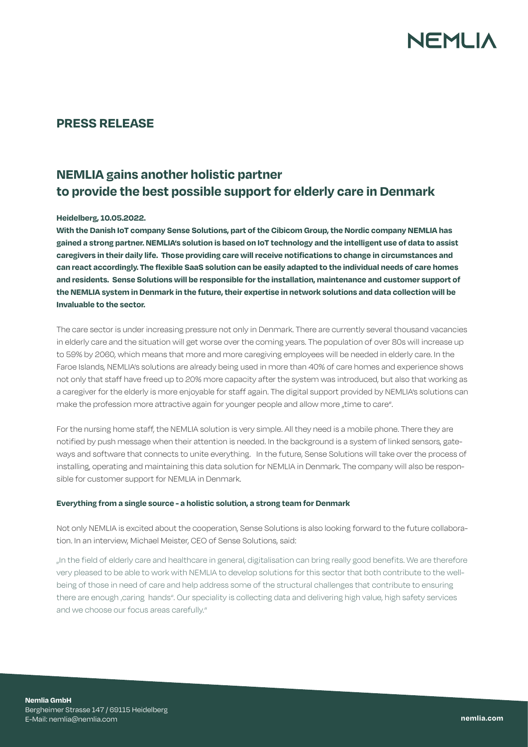NEMLIA

## PRESS RELEASE

# NEMLIA gains another holistic partner to provide the best possible support for elderly care in Denmark

**Heidelberg, 10.05.2022.**

**With the Danish IoT company Sense Solutions, part of the Cibicom Group, the Nordic company NEMLIA has gained a strong partner. NEMLIA's solution is based on IoT technology and the intelligent use of data to assist caregivers in their daily life. Those providing care will receive notifications to change in circumstances and can react accordingly. The flexible SaaS solution can be easily adapted to the individual needs of care homes and residents. Sense Solutions will be responsible for the installation, maintenance and customer support of the NEMLIA system in Denmark in the future, their expertise in network solutions and data collection will be Invaluable to the sector.**

The care sector is under increasing pressure not only in Denmark. There are currently several thousand vacancies in elderly care and the situation will get worse over the coming years. The population of over 80s will increase up to 59% by 2060, which means that more and more caregiving employees will be needed in elderly care. In the Faroe Islands, NEMLIA's solutions are already being used in more than 40% of care homes and experience shows not only that staff have freed up to 20% more capacity after the system was introduced, but also that working as a caregiver for the elderly is more enjoyable for staff again. The digital support provided by NEMLIA's solutions can make the profession more attractive again for younger people and allow more „time to care".

For the nursing home staff, the NEMLIA solution is very simple. All they need is a mobile phone. There they are notified by push message when their attention is needed. In the background is a system of linked sensors, gateways and software that connects to unite everything. In the future, Sense Solutions will take over the process of installing, operating and maintaining this data solution for NEMLIA in Denmark. The company will also be responsible for customer support for NEMLIA in Denmark.

### Everything from a single source - a holistic solution, a strong team for Denmark

Not only NEMLIA is excited about the cooperation, Sense Solutions is also looking forward to the future collaboration. In an interview, Michael Meister, CEO of Sense Solutions, said:

„In the field of elderly care and healthcare in general, digitalisation can bring really good benefits. We are therefore very pleased to be able to work with NEMLIA to develop solutions for this sector that both contribute to the well-being of those in need of care and help address some of the structural challenges that contribute to ensuring there are enough ‚caring hands". Our speciality is collecting data and delivering high value, high safety services and we choose our focus areas carefully."

**Nemlia GmbH**
Bergheimer Strasse 147 / 69115 Heidelberg
E-Mail: nemlia@nemlia.com

**nemlia.com**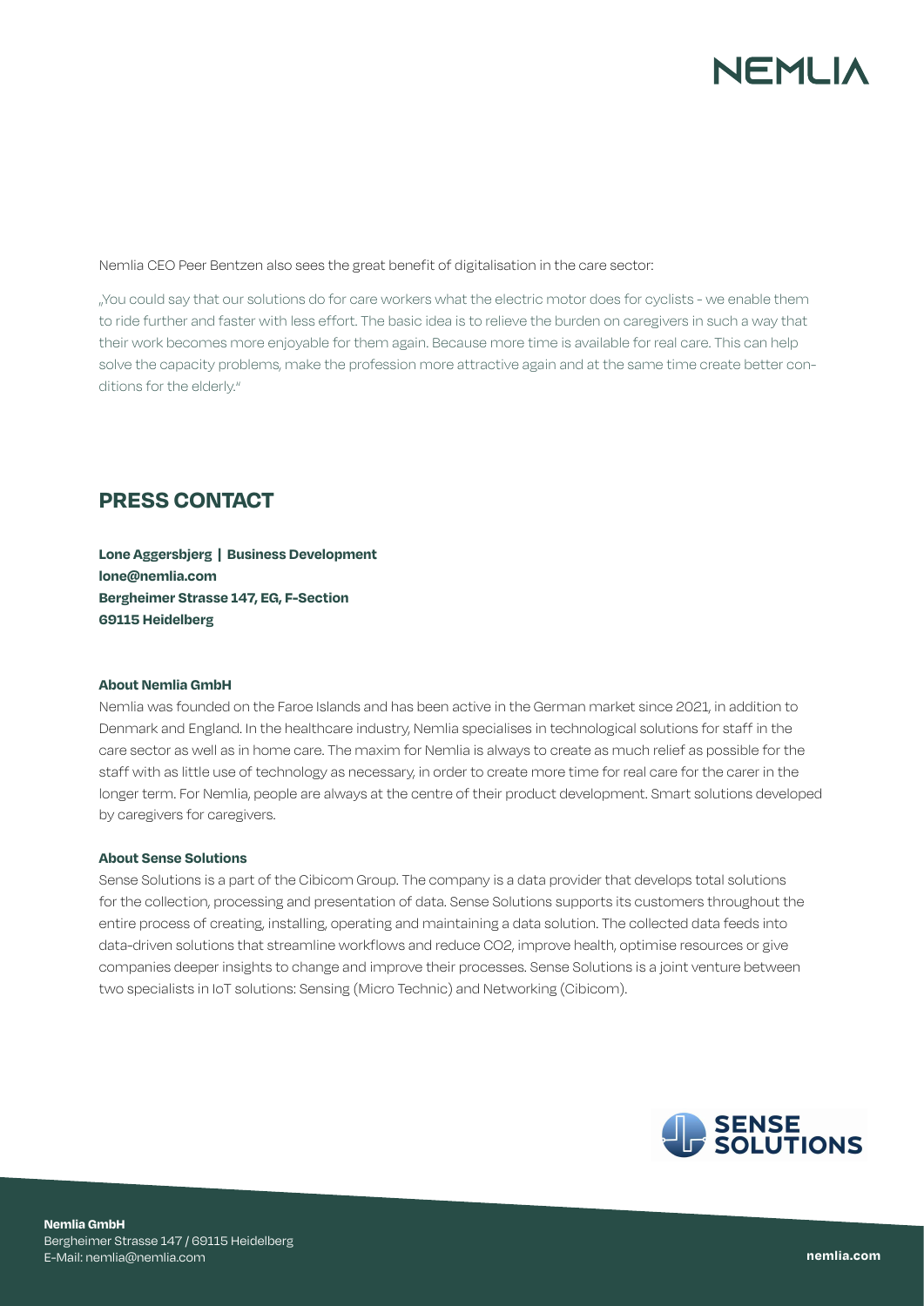Nemlia CEO Peer Bentzen also sees the great benefit of digitalisation in the care sector:

„You could say that our solutions do for care workers what the electric motor does for cyclists - we enable them to ride further and faster with less effort. The basic idea is to relieve the burden on caregivers in such a way that their work becomes more enjoyable for them again. Because more time is available for real care. This can help solve the capacity problems, make the profession more attractive again and at the same time create better conditions for the elderly."

## PRESS CONTACT

**Lone Aggersbjerg | Business Development**
**lone@nemlia.com**
**Bergheimer Strasse 147, EG, F-Section**
**69115 Heidelberg**

**About Nemlia GmbH**

Nemlia was founded on the Faroe Islands and has been active in the German market since 2021, in addition to Denmark and England. In the healthcare industry, Nemlia specialises in technological solutions for staff in the care sector as well as in home care. The maxim for Nemlia is always to create as much relief as possible for the staff with as little use of technology as necessary, in order to create more time for real care for the carer in the longer term. For Nemlia, people are always at the centre of their product development. Smart solutions developed by caregivers for caregivers.

**About Sense Solutions**

Sense Solutions is a part of the Cibicom Group. The company is a data provider that develops total solutions for the collection, processing and presentation of data. Sense Solutions supports its customers throughout the entire process of creating, installing, operating and maintaining a data solution. The collected data feeds into data-driven solutions that streamline workflows and reduce $CO_2$, improve health, optimise resources or give companies deeper insights to change and improve their processes. Sense Solutions is a joint venture between two specialists in IoT solutions: Sensing (Micro Technic) and Networking (Cibicom).

**Nemlia GmbH**
Bergheimer Strasse 147 / 69115 Heidelberg
E-Mail: nemlia@nemlia.com

nemlia.com